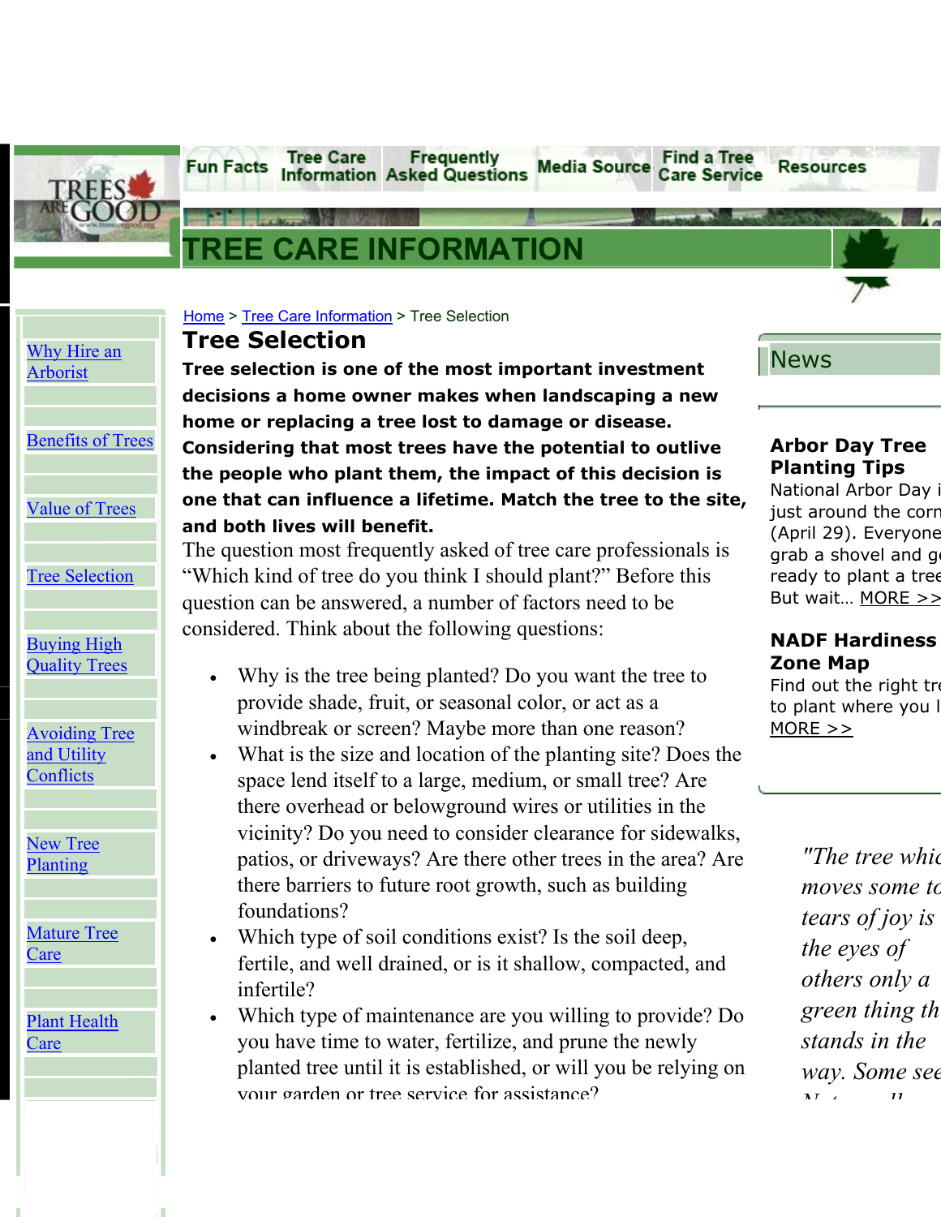Fun Facts | Tree Care Information | Frequently Asked Questions | Media Source | Find a Tree Care Service | Resources

# TREE CARE INFORMATION

- [Why Hire an Arborist]
- [Benefits of Trees]
- [Value of Trees]
- [Tree Selection]
- [Buying High Quality Trees]
- [Avoiding Tree and Utility Conflicts]
- [New Tree Planting]
- [Mature Tree Care]
- [Plant Health Care]

Home > Tree Care Information > Tree Selection

## Tree Selection

**Tree selection is one of the most important investment decisions a home owner makes when landscaping a new home or replacing a tree lost to damage or disease. Considering that most trees have the potential to outlive the people who plant them, the impact of this decision is one that can influence a lifetime. Match the tree to the site, and both lives will benefit.**

The question most frequently asked of tree care professionals is "Which kind of tree do you think I should plant?" Before this question can be answered, a number of factors need to be considered. Think about the following questions:

- Why is the tree being planted? Do you want the tree to provide shade, fruit, or seasonal color, or act as a windbreak or screen? Maybe more than one reason?
- What is the size and location of the planting site? Does the space lend itself to a large, medium, or small tree? Are there overhead or belowground wires or utilities in the vicinity? Do you need to consider clearance for sidewalks, patios, or driveways? Are there other trees in the area? Are there barriers to future root growth, such as building foundations?
- Which type of soil conditions exist? Is the soil deep, fertile, and well drained, or is it shallow, compacted, and infertile?
- Which type of maintenance are you willing to provide? Do you have time to water, fertilize, and prune the newly planted tree until it is established, or will you be relying on your garden or tree service for assistance?

## News

**Arbor Day Tree Planting Tips**
National Arbor Day i just around the corn (April 29). Everyone grab a shovel and g ready to plant a tree But wait... MORE >>

**NADF Hardiness Zone Map**
Find out the right tre to plant where you l MORE >>

*"The tree whic moves some to tears of joy is the eyes of others only a green thing th stands in the way. Some see*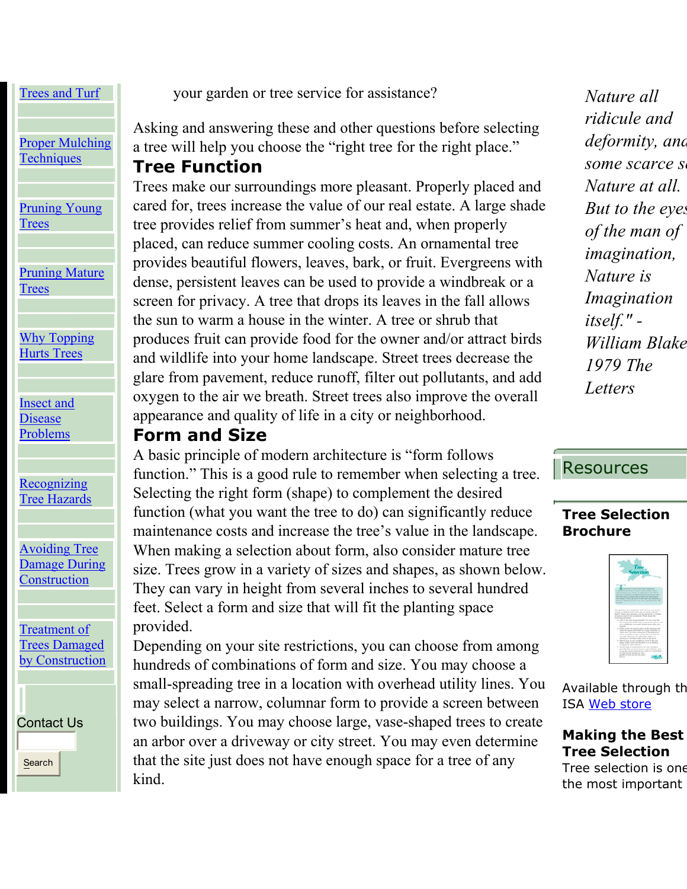- [Trees and Turf]()
- [Proper Mulching Techniques]()
- [Pruning Young Trees]()
- [Pruning Mature Trees]()
- [Why Topping Hurts Trees]()
- [Insect and Disease Problems]()
- [Recognizing Tree Hazards]()
- [Avoiding Tree Damage During Construction]()
- [Treatment of Trees Damaged by Construction]()

Contact Us

Search

your garden or tree service for assistance?

Asking and answering these and other questions before selecting a tree will help you choose the "right tree for the right place."

## Tree Function

Trees make our surroundings more pleasant. Properly placed and cared for, trees increase the value of our real estate. A large shade tree provides relief from summer's heat and, when properly placed, can reduce summer cooling costs. An ornamental tree provides beautiful flowers, leaves, bark, or fruit. Evergreens with dense, persistent leaves can be used to provide a windbreak or a screen for privacy. A tree that drops its leaves in the fall allows the sun to warm a house in the winter. A tree or shrub that produces fruit can provide food for the owner and/or attract birds and wildlife into your home landscape. Street trees decrease the glare from pavement, reduce runoff, filter out pollutants, and add oxygen to the air we breath. Street trees also improve the overall appearance and quality of life in a city or neighborhood.

## Form and Size

A basic principle of modern architecture is "form follows function." This is a good rule to remember when selecting a tree. Selecting the right form (shape) to complement the desired function (what you want the tree to do) can significantly reduce maintenance costs and increase the tree's value in the landscape. When making a selection about form, also consider mature tree size. Trees grow in a variety of sizes and shapes, as shown below. They can vary in height from several inches to several hundred feet. Select a form and size that will fit the planting space provided.

Depending on your site restrictions, you can choose from among hundreds of combinations of form and size. You may choose a small-spreading tree in a location with overhead utility lines. You may select a narrow, columnar form to provide a screen between two buildings. You may choose large, vase-shaped trees to create an arbor over a driveway or city street. You may even determine that the site just does not have enough space for a tree of any kind.

*Nature all ridicule and deformity, and some scarce see Nature at all. But to the eyes of the man of imagination, Nature is Imagination itself." - William Blake 1979 The Letters*

## Resources

**Tree Selection Brochure**

Available through the ISA [Web store]()

**Making the Best Tree Selection**

Tree selection is one of the most important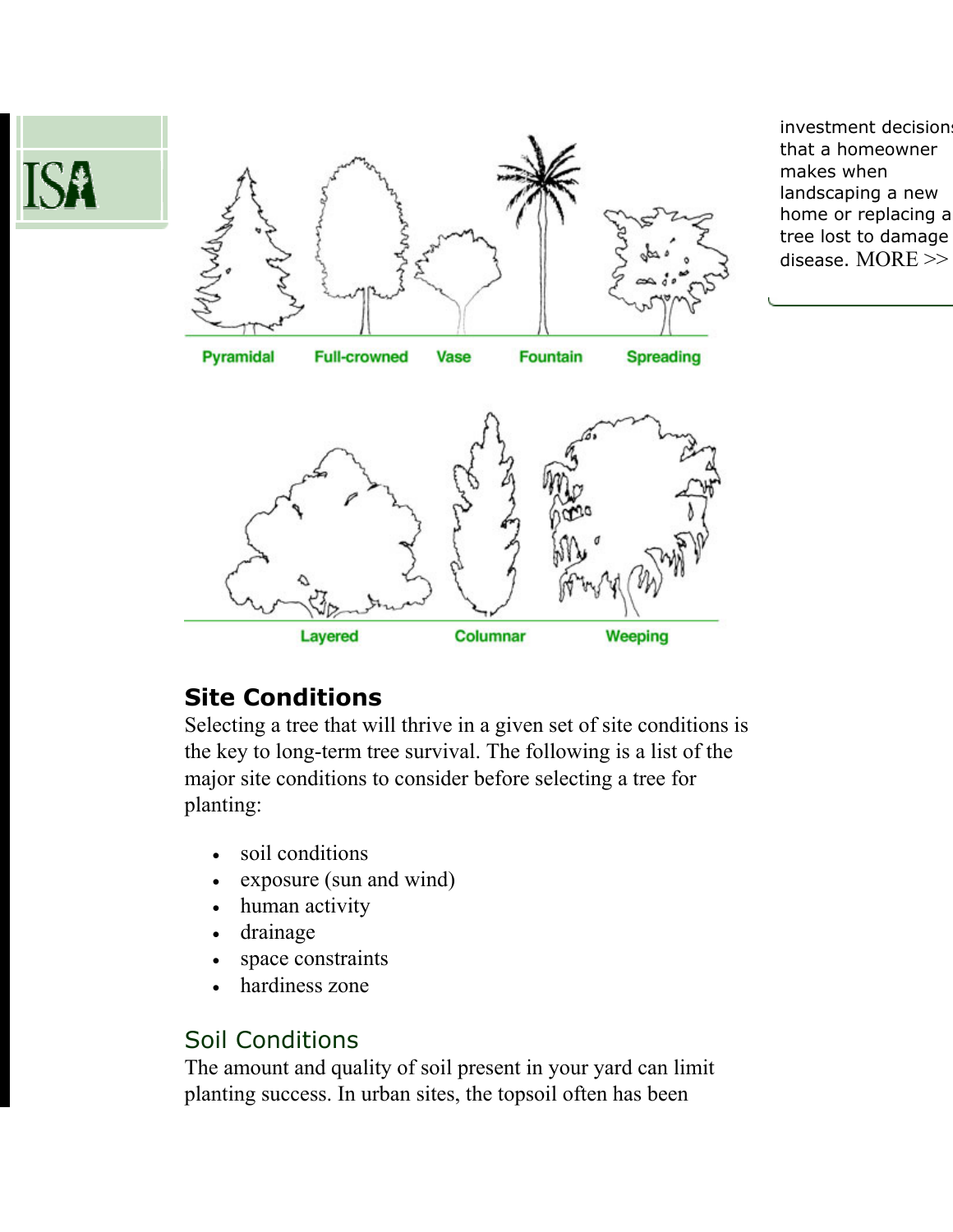investment decisions that a homeowner makes when landscaping a new home or replacing a tree lost to damage disease. MORE >>

Pyramidal Full-crowned Vase Fountain Spreading

Layered Columnar Weeping

## Site Conditions

Selecting a tree that will thrive in a given set of site conditions is the key to long-term tree survival. The following is a list of the major site conditions to consider before selecting a tree for planting:

- soil conditions
- exposure (sun and wind)
- human activity
- drainage
- space constraints
- hardiness zone

### Soil Conditions

The amount and quality of soil present in your yard can limit planting success. In urban sites, the topsoil often has been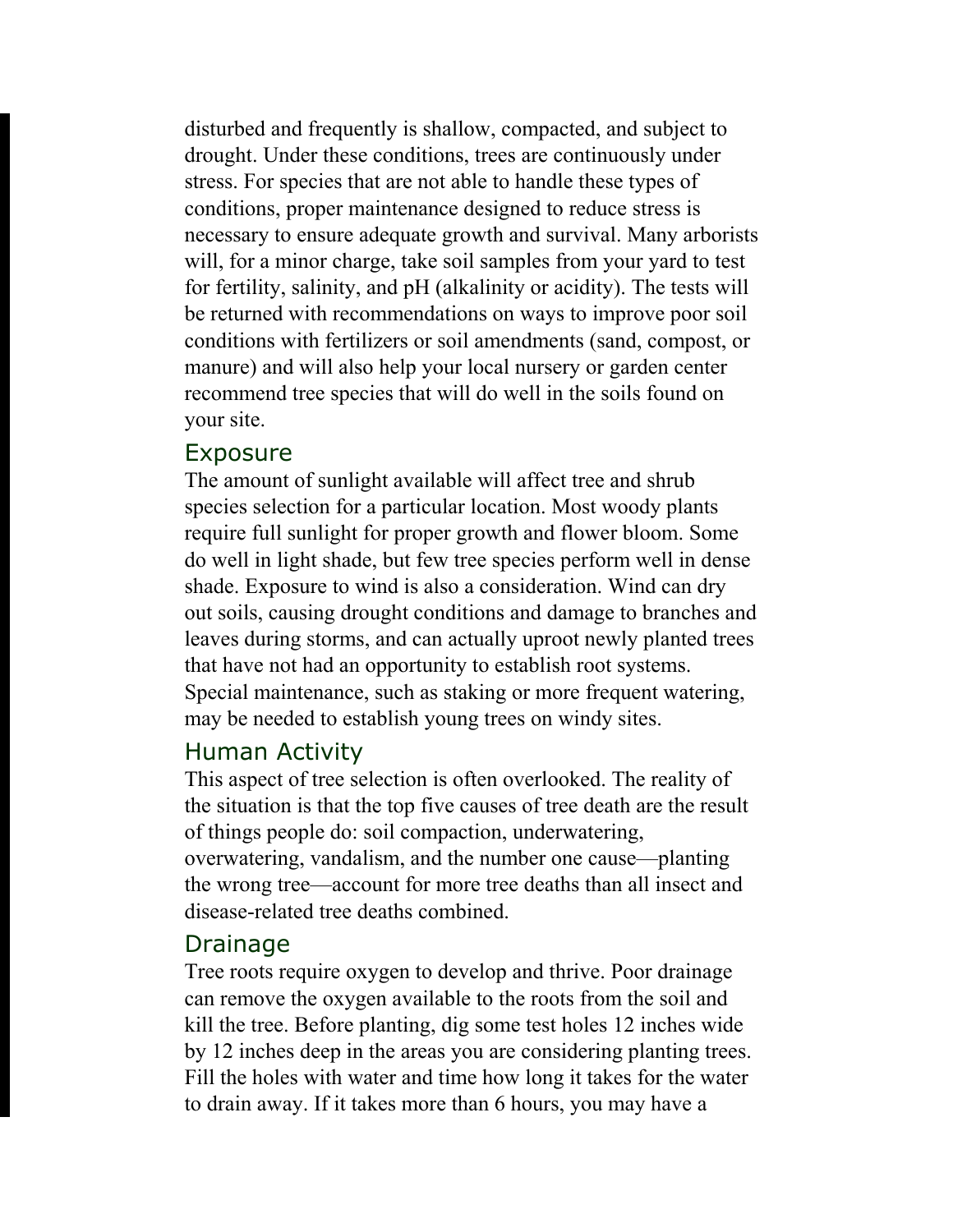disturbed and frequently is shallow, compacted, and subject to drought. Under these conditions, trees are continuously under stress. For species that are not able to handle these types of conditions, proper maintenance designed to reduce stress is necessary to ensure adequate growth and survival. Many arborists will, for a minor charge, take soil samples from your yard to test for fertility, salinity, and pH (alkalinity or acidity). The tests will be returned with recommendations on ways to improve poor soil conditions with fertilizers or soil amendments (sand, compost, or manure) and will also help your local nursery or garden center recommend tree species that will do well in the soils found on your site.

## Exposure

The amount of sunlight available will affect tree and shrub species selection for a particular location. Most woody plants require full sunlight for proper growth and flower bloom. Some do well in light shade, but few tree species perform well in dense shade. Exposure to wind is also a consideration. Wind can dry out soils, causing drought conditions and damage to branches and leaves during storms, and can actually uproot newly planted trees that have not had an opportunity to establish root systems. Special maintenance, such as staking or more frequent watering, may be needed to establish young trees on windy sites.

## Human Activity

This aspect of tree selection is often overlooked. The reality of the situation is that the top five causes of tree death are the result of things people do: soil compaction, underwatering, overwatering, vandalism, and the number one cause—planting the wrong tree—account for more tree deaths than all insect and disease-related tree deaths combined.

## Drainage

Tree roots require oxygen to develop and thrive. Poor drainage can remove the oxygen available to the roots from the soil and kill the tree. Before planting, dig some test holes 12 inches wide by 12 inches deep in the areas you are considering planting trees. Fill the holes with water and time how long it takes for the water to drain away. If it takes more than 6 hours, you may have a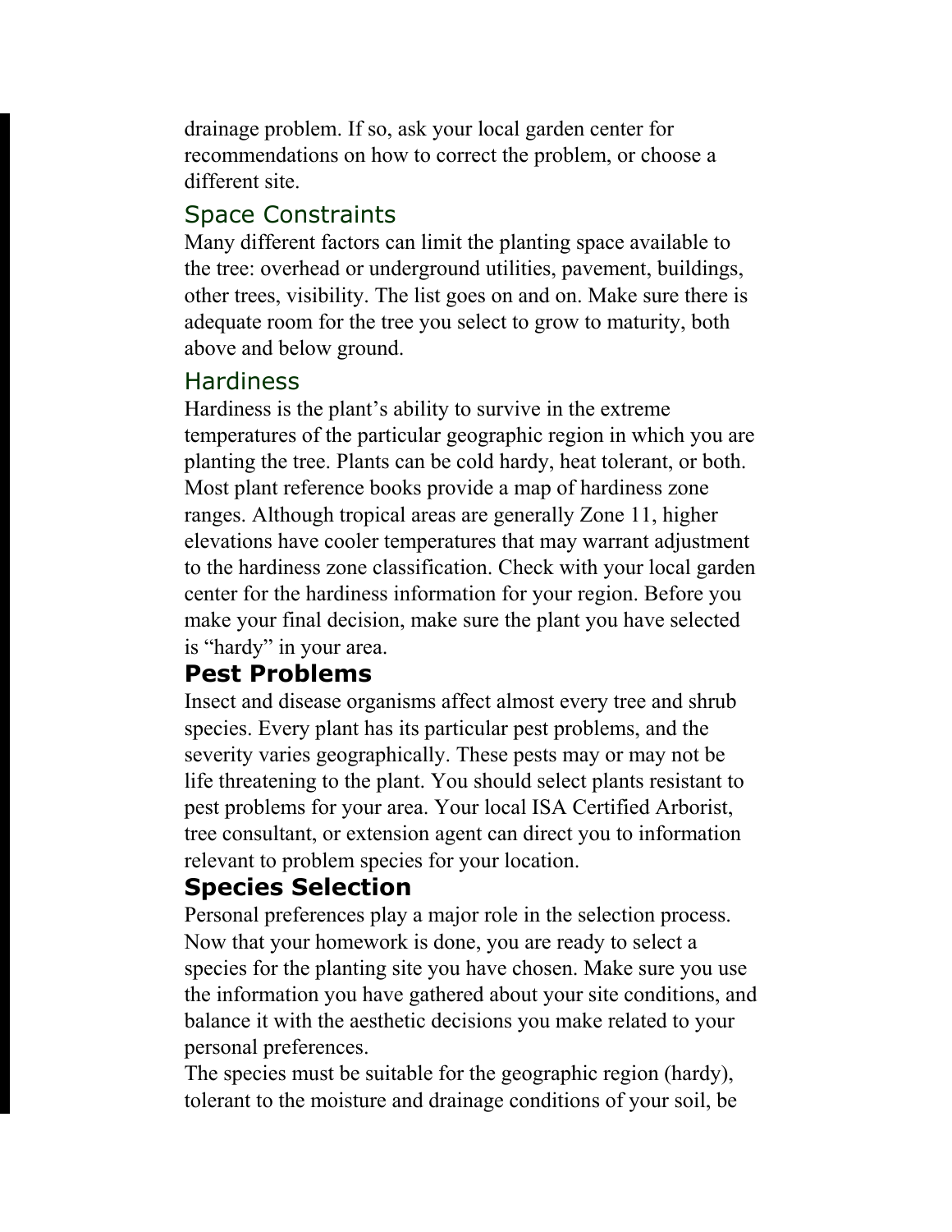drainage problem. If so, ask your local garden center for recommendations on how to correct the problem, or choose a different site.

### Space Constraints

Many different factors can limit the planting space available to the tree: overhead or underground utilities, pavement, buildings, other trees, visibility. The list goes on and on. Make sure there is adequate room for the tree you select to grow to maturity, both above and below ground.

### Hardiness

Hardiness is the plant's ability to survive in the extreme temperatures of the particular geographic region in which you are planting the tree. Plants can be cold hardy, heat tolerant, or both. Most plant reference books provide a map of hardiness zone ranges. Although tropical areas are generally Zone 11, higher elevations have cooler temperatures that may warrant adjustment to the hardiness zone classification. Check with your local garden center for the hardiness information for your region. Before you make your final decision, make sure the plant you have selected is "hardy" in your area.

## Pest Problems

Insect and disease organisms affect almost every tree and shrub species. Every plant has its particular pest problems, and the severity varies geographically. These pests may or may not be life threatening to the plant. You should select plants resistant to pest problems for your area. Your local ISA Certified Arborist, tree consultant, or extension agent can direct you to information relevant to problem species for your location.

## Species Selection

Personal preferences play a major role in the selection process. Now that your homework is done, you are ready to select a species for the planting site you have chosen. Make sure you use the information you have gathered about your site conditions, and balance it with the aesthetic decisions you make related to your personal preferences.

The species must be suitable for the geographic region (hardy), tolerant to the moisture and drainage conditions of your soil, be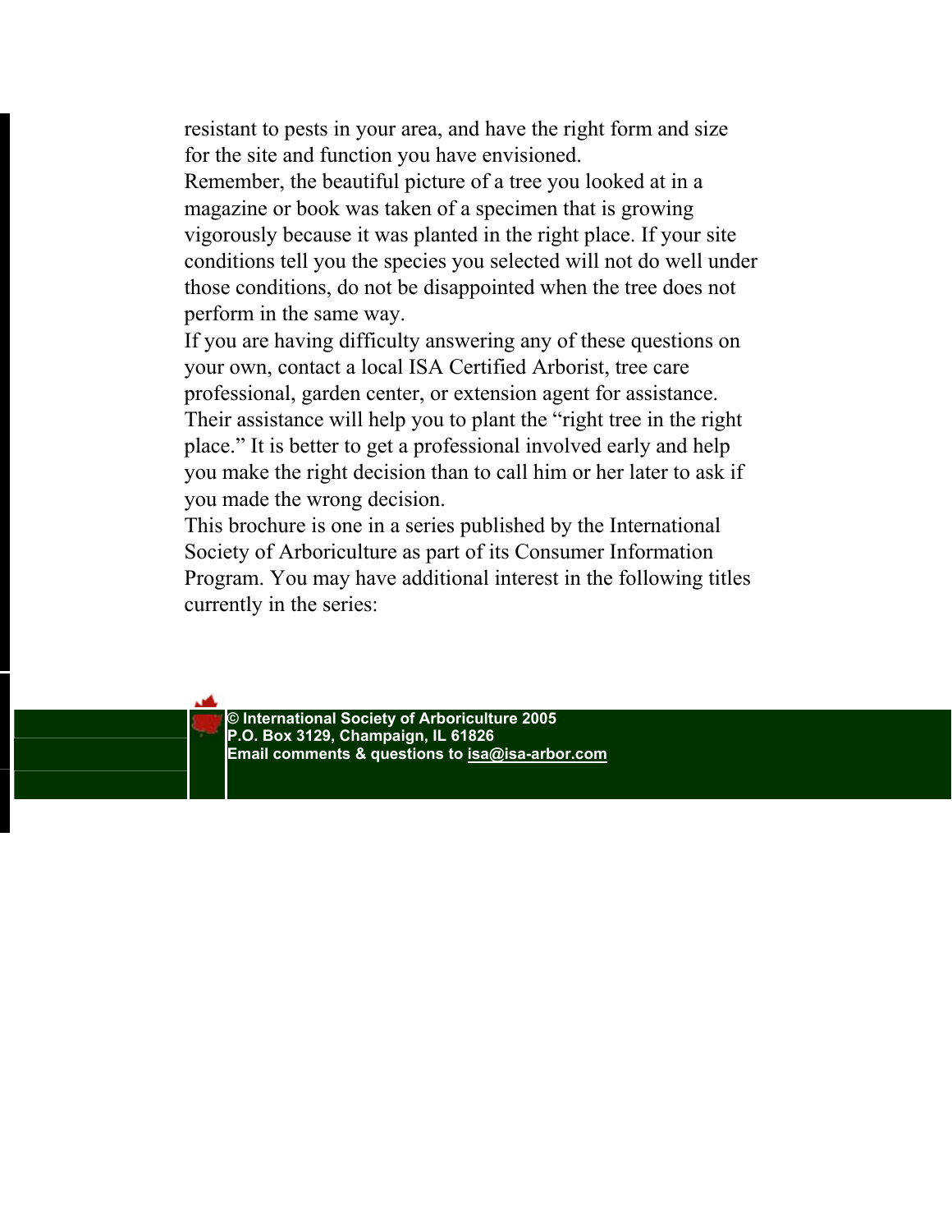resistant to pests in your area, and have the right form and size for the site and function you have envisioned.

Remember, the beautiful picture of a tree you looked at in a magazine or book was taken of a specimen that is growing vigorously because it was planted in the right place. If your site conditions tell you the species you selected will not do well under those conditions, do not be disappointed when the tree does not perform in the same way.

If you are having difficulty answering any of these questions on your own, contact a local ISA Certified Arborist, tree care professional, garden center, or extension agent for assistance. Their assistance will help you to plant the "right tree in the right place." It is better to get a professional involved early and help you make the right decision than to call him or her later to ask if you made the wrong decision.

This brochure is one in a series published by the International Society of Arboriculture as part of its Consumer Information Program. You may have additional interest in the following titles currently in the series:

**© International Society of Arboriculture 2005**
**P.O. Box 3129, Champaign, IL 61826**
**Email comments & questions to isa@isa-arbor.com**